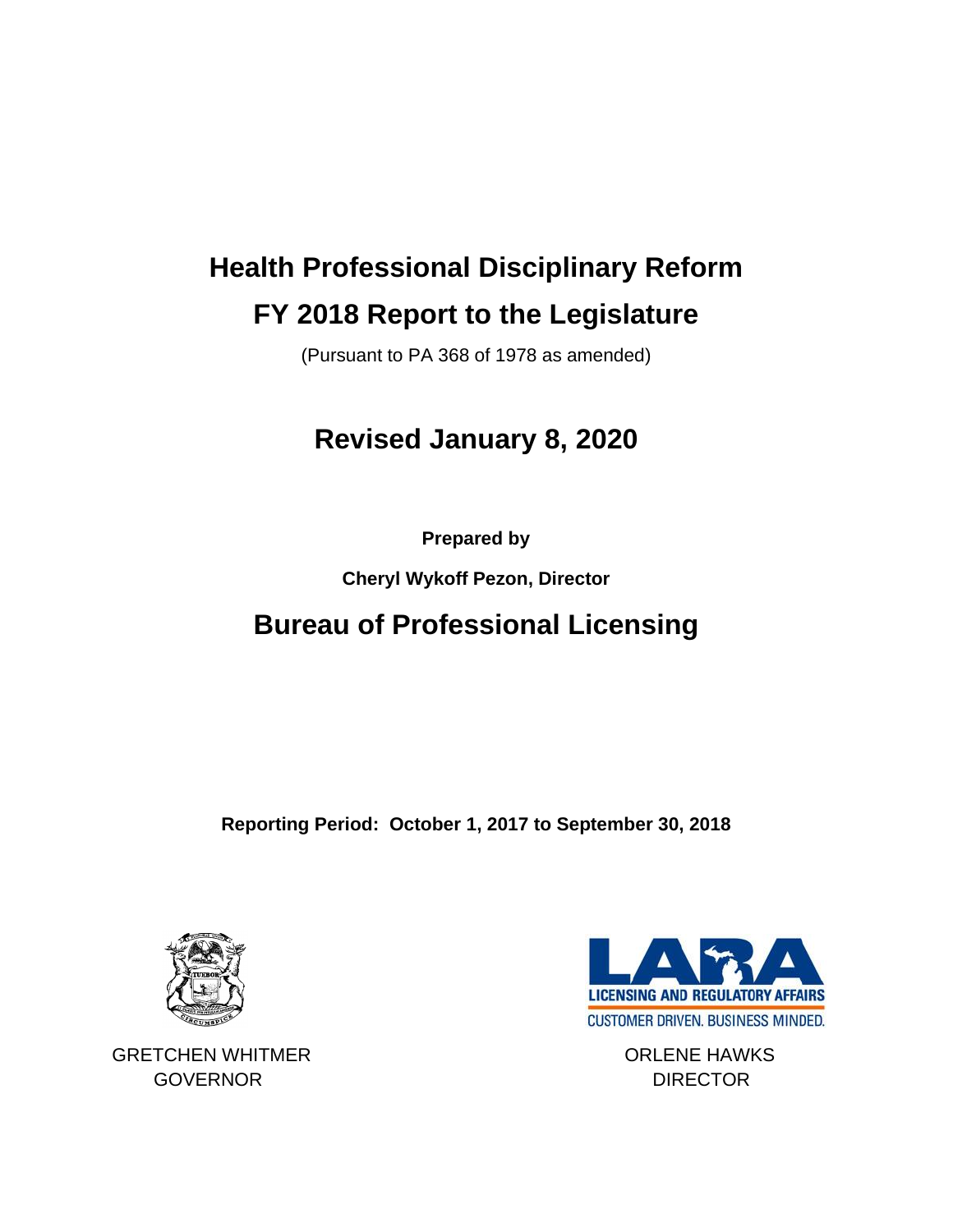# Health Professional Disciplinary Reform

# FY 2018 Report to the Legislature

(Pursuant to PA 368 of 1978 as amended)

## Revised January 8, 2020

**Prepared by**

**Cheryl Wykoff Pezon, Director**

## Bureau of Professional Licensing

**Reporting Period: October 1, 2017 to September 30, 2018**

GRETCHEN WHITMER
GOVERNOR

LARA
LICENSING AND REGULATORY AFFAIRS
CUSTOMER DRIVEN. BUSINESS MINDED.

ORLENE HAWKS
DIRECTOR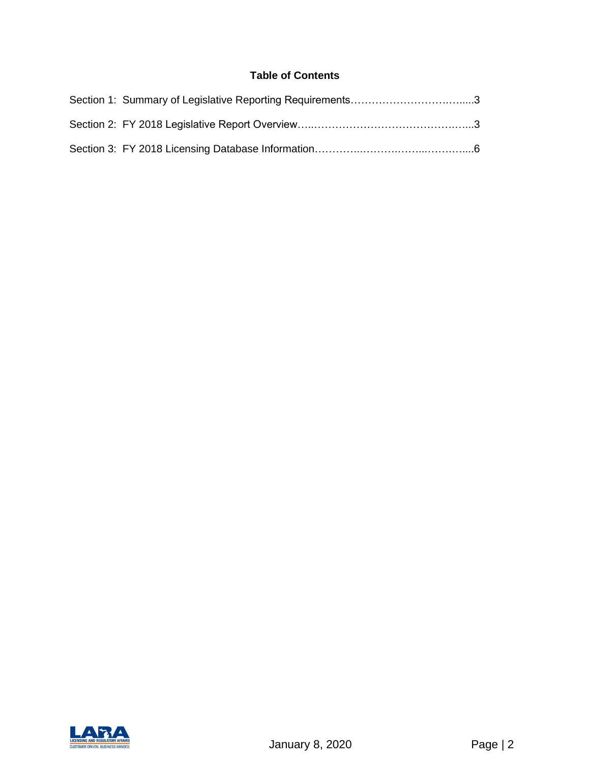**Table of Contents**

Section 1: Summary of Legislative Reporting Requirements……………………….…......3

Section 2: FY 2018 Legislative Report Overview…..…………………………………….…...3

Section 3: FY 2018 Licensing Database Information…………..………….……...………....6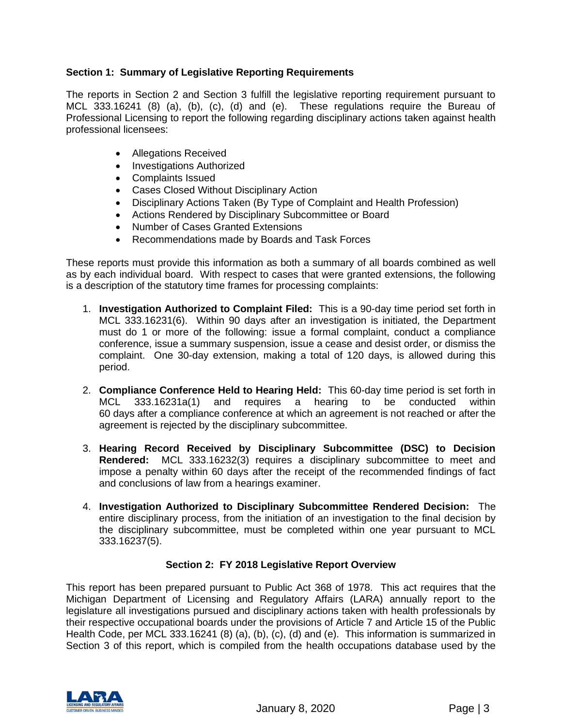## Section 1: Summary of Legislative Reporting Requirements

The reports in Section 2 and Section 3 fulfill the legislative reporting requirement pursuant to MCL 333.16241 (8) (a), (b), (c), (d) and (e). These regulations require the Bureau of Professional Licensing to report the following regarding disciplinary actions taken against health professional licensees:

- Allegations Received
- Investigations Authorized
- Complaints Issued
- Cases Closed Without Disciplinary Action
- Disciplinary Actions Taken (By Type of Complaint and Health Profession)
- Actions Rendered by Disciplinary Subcommittee or Board
- Number of Cases Granted Extensions
- Recommendations made by Boards and Task Forces

These reports must provide this information as both a summary of all boards combined as well as by each individual board. With respect to cases that were granted extensions, the following is a description of the statutory time frames for processing complaints:

1. **Investigation Authorized to Complaint Filed:** This is a 90-day time period set forth in MCL 333.16231(6). Within 90 days after an investigation is initiated, the Department must do 1 or more of the following: issue a formal complaint, conduct a compliance conference, issue a summary suspension, issue a cease and desist order, or dismiss the complaint. One 30-day extension, making a total of 120 days, is allowed during this period.

2. **Compliance Conference Held to Hearing Held:** This 60-day time period is set forth in MCL 333.16231a(1) and requires a hearing to be conducted within 60 days after a compliance conference at which an agreement is not reached or after the agreement is rejected by the disciplinary subcommittee.

3. **Hearing Record Received by Disciplinary Subcommittee (DSC) to Decision Rendered:** MCL 333.16232(3) requires a disciplinary subcommittee to meet and impose a penalty within 60 days after the receipt of the recommended findings of fact and conclusions of law from a hearings examiner.

4. **Investigation Authorized to Disciplinary Subcommittee Rendered Decision:** The entire disciplinary process, from the initiation of an investigation to the final decision by the disciplinary subcommittee, must be completed within one year pursuant to MCL 333.16237(5).

## Section 2: FY 2018 Legislative Report Overview

This report has been prepared pursuant to Public Act 368 of 1978. This act requires that the Michigan Department of Licensing and Regulatory Affairs (LARA) annually report to the legislature all investigations pursued and disciplinary actions taken with health professionals by their respective occupational boards under the provisions of Article 7 and Article 15 of the Public Health Code, per MCL 333.16241 (8) (a), (b), (c), (d) and (e). This information is summarized in Section 3 of this report, which is compiled from the health occupations database used by the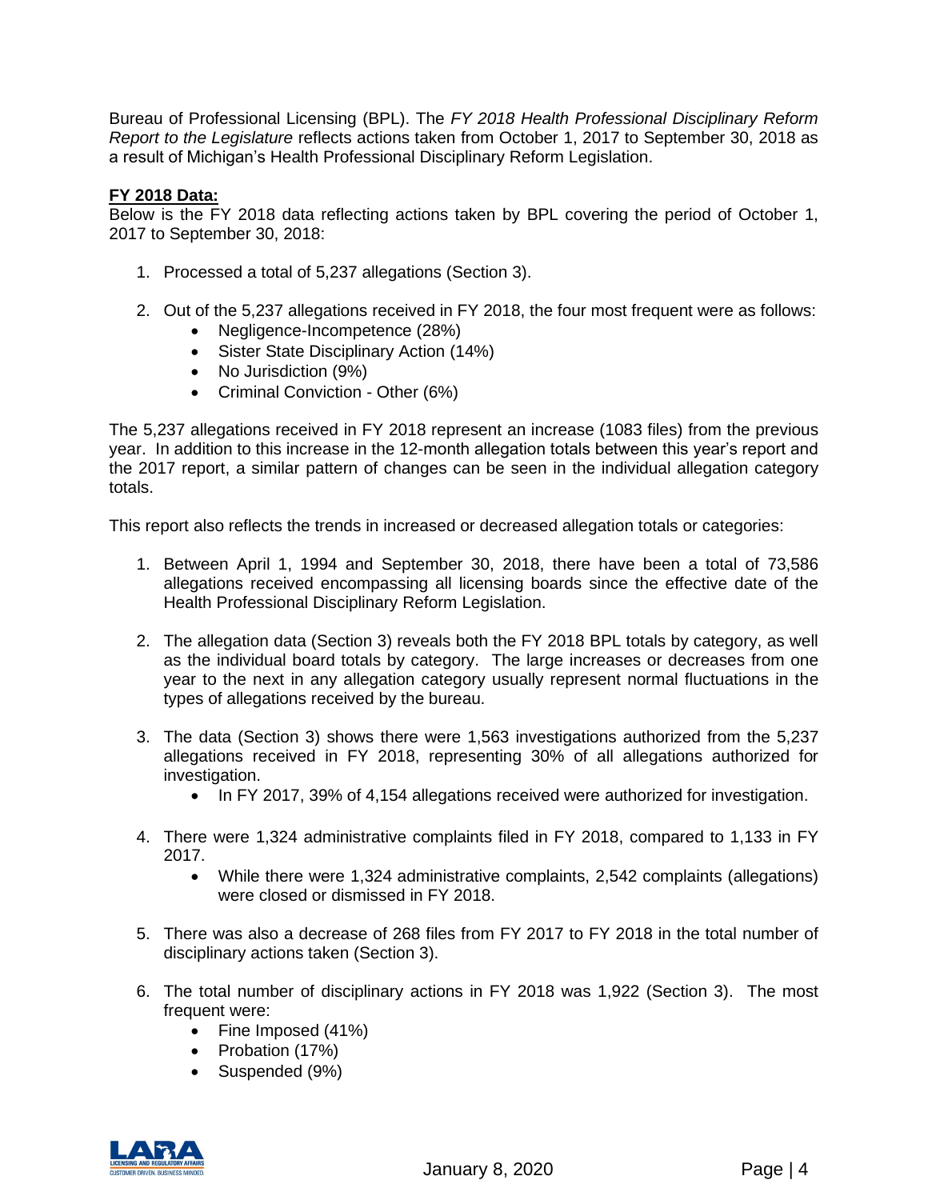Bureau of Professional Licensing (BPL). The *FY 2018 Health Professional Disciplinary Reform Report to the Legislature* reflects actions taken from October 1, 2017 to September 30, 2018 as a result of Michigan's Health Professional Disciplinary Reform Legislation.

**FY 2018 Data:**

Below is the FY 2018 data reflecting actions taken by BPL covering the period of October 1, 2017 to September 30, 2018:

1. Processed a total of 5,237 allegations (Section 3).
2. Out of the 5,237 allegations received in FY 2018, the four most frequent were as follows:
   - Negligence-Incompetence (28%)
   - Sister State Disciplinary Action (14%)
   - No Jurisdiction (9%)
   - Criminal Conviction - Other (6%)

The 5,237 allegations received in FY 2018 represent an increase (1083 files) from the previous year. In addition to this increase in the 12-month allegation totals between this year's report and the 2017 report, a similar pattern of changes can be seen in the individual allegation category totals.

This report also reflects the trends in increased or decreased allegation totals or categories:

1. Between April 1, 1994 and September 30, 2018, there have been a total of 73,586 allegations received encompassing all licensing boards since the effective date of the Health Professional Disciplinary Reform Legislation.
2. The allegation data (Section 3) reveals both the FY 2018 BPL totals by category, as well as the individual board totals by category. The large increases or decreases from one year to the next in any allegation category usually represent normal fluctuations in the types of allegations received by the bureau.
3. The data (Section 3) shows there were 1,563 investigations authorized from the 5,237 allegations received in FY 2018, representing 30% of all allegations authorized for investigation.
   - In FY 2017, 39% of 4,154 allegations received were authorized for investigation.
4. There were 1,324 administrative complaints filed in FY 2018, compared to 1,133 in FY 2017.
   - While there were 1,324 administrative complaints, 2,542 complaints (allegations) were closed or dismissed in FY 2018.
5. There was also a decrease of 268 files from FY 2017 to FY 2018 in the total number of disciplinary actions taken (Section 3).
6. The total number of disciplinary actions in FY 2018 was 1,922 (Section 3). The most frequent were:
   - Fine Imposed (41%)
   - Probation (17%)
   - Suspended (9%)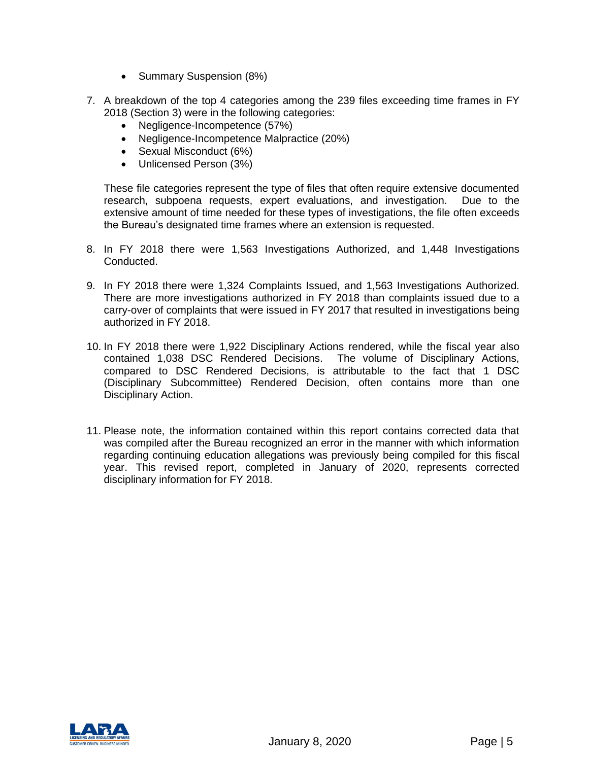- Summary Suspension (8%)

7. A breakdown of the top 4 categories among the 239 files exceeding time frames in FY 2018 (Section 3) were in the following categories:
   - Negligence-Incompetence (57%)
   - Negligence-Incompetence Malpractice (20%)
   - Sexual Misconduct (6%)
   - Unlicensed Person (3%)

   These file categories represent the type of files that often require extensive documented research, subpoena requests, expert evaluations, and investigation. Due to the extensive amount of time needed for these types of investigations, the file often exceeds the Bureau's designated time frames where an extension is requested.

8. In FY 2018 there were 1,563 Investigations Authorized, and 1,448 Investigations Conducted.

9. In FY 2018 there were 1,324 Complaints Issued, and 1,563 Investigations Authorized. There are more investigations authorized in FY 2018 than complaints issued due to a carry-over of complaints that were issued in FY 2017 that resulted in investigations being authorized in FY 2018.

10. In FY 2018 there were 1,922 Disciplinary Actions rendered, while the fiscal year also contained 1,038 DSC Rendered Decisions. The volume of Disciplinary Actions, compared to DSC Rendered Decisions, is attributable to the fact that 1 DSC (Disciplinary Subcommittee) Rendered Decision, often contains more than one Disciplinary Action.

11. Please note, the information contained within this report contains corrected data that was compiled after the Bureau recognized an error in the manner with which information regarding continuing education allegations was previously being compiled for this fiscal year. This revised report, completed in January of 2020, represents corrected disciplinary information for FY 2018.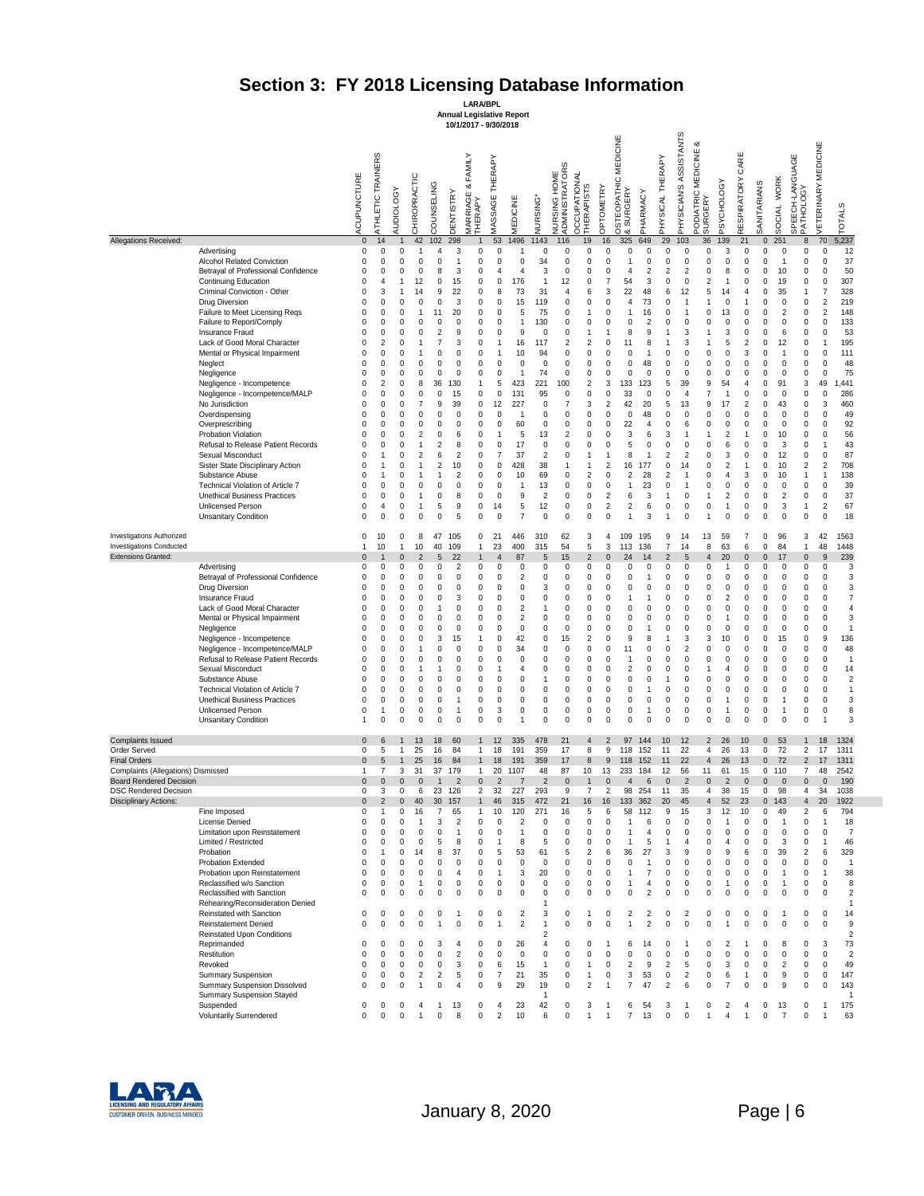# Section 3: FY 2018 Licensing Database Information

**LARA/BPL**
**Annual Legislative Report**
**10/1/2017 - 9/30/2018**

| | | ACUPUNCTURE | ATHLETIC TRAINERS | AUDIOLOGY | CHIROPRACTIC | COUNSELING | DENTISTRY | MARRIAGE & FAMILY THERAPY | MASSAGE THERAPY | MEDICINE | NURSING* | NURSING HOME ADMINISTRATORS | OCCUPATIONAL THERAPISTS | OPTOMETRY | OSTEOPATHIC MEDICINE & SURGERY | PHARMACY | PHYSICAL THERAPY | PHYSICIAN'S ASSISTANTS | PODIATRIC MEDICINE & SURGERY | PSYCHOLOGY | RESPIRATORY CARE | SANITARIANS | SOCIAL WORK | SPEECH-LANGUAGE PATHOLOGY | VETERINARY MEDICINE | TOTALS |
|---|---|---|---|---|---|---|---|---|---|---|---|---|---|---|---|---|---|---|---|---|---|---|---|---|---|---|
| Allegations Received: | | 0 | 14 | 1 | 42 | 102 | 298 | 1 | 53 | 1496 | 1143 | 116 | 19 | 16 | 325 | 649 | 29 | 103 | 36 | 139 | 21 | 0 | 251 | 8 | 70 | 5,237 |
| | Advertising | 0 | 0 | 0 | 1 | 4 | 3 | 0 | 0 | 1 | 0 | 0 | 0 | 0 | 0 | 0 | 0 | 0 | 0 | 3 | 0 | 0 | 0 | 0 | 0 | 12 |
| | Alcohol Related Conviction | 0 | 0 | 0 | 0 | 0 | 1 | 0 | 0 | 0 | 34 | 0 | 0 | 0 | 1 | 0 | 0 | 0 | 0 | 0 | 0 | 0 | 1 | 0 | 0 | 37 |
| | Betrayal of Professional Confidence | 0 | 0 | 0 | 0 | 8 | 3 | 0 | 4 | 4 | 3 | 0 | 0 | 0 | 4 | 2 | 2 | 2 | 0 | 8 | 0 | 0 | 10 | 0 | 0 | 50 |
| | Continuing Education | 0 | 4 | 1 | 12 | 0 | 15 | 0 | 0 | 176 | 1 | 12 | 0 | 7 | 54 | 3 | 0 | 0 | 2 | 1 | 0 | 0 | 19 | 0 | 0 | 307 |
| | Criminal Conviction - Other | 0 | 3 | 1 | 14 | 9 | 22 | 0 | 8 | 73 | 31 | 4 | 6 | 3 | 22 | 48 | 6 | 12 | 5 | 14 | 4 | 0 | 35 | 1 | 7 | 328 |
| | Drug Diversion | 0 | 0 | 0 | 0 | 0 | 3 | 0 | 0 | 15 | 119 | 0 | 0 | 0 | 4 | 73 | 0 | 1 | 1 | 0 | 1 | 0 | 0 | 0 | 2 | 219 |
| | Failure to Meet Licensing Reqs | 0 | 0 | 0 | 1 | 11 | 20 | 0 | 0 | 5 | 75 | 0 | 1 | 0 | 1 | 16 | 0 | 1 | 0 | 13 | 0 | 0 | 2 | 0 | 2 | 148 |
| | Failure to Report/Comply | 0 | 0 | 0 | 0 | 0 | 0 | 0 | 0 | 1 | 130 | 0 | 0 | 0 | 0 | 2 | 0 | 0 | 0 | 0 | 0 | 0 | 0 | 0 | 0 | 133 |
| | Insurance Fraud | 0 | 0 | 0 | 0 | 2 | 9 | 0 | 0 | 9 | 0 | 0 | 1 | 1 | 8 | 9 | 1 | 3 | 1 | 3 | 0 | 0 | 6 | 0 | 0 | 53 |
| | Lack of Good Moral Character | 0 | 2 | 0 | 1 | 7 | 3 | 0 | 1 | 16 | 117 | 2 | 2 | 0 | 11 | 8 | 1 | 3 | 1 | 5 | 2 | 0 | 12 | 0 | 1 | 195 |
| | Mental or Physical Impairment | 0 | 0 | 0 | 1 | 0 | 0 | 0 | 1 | 10 | 94 | 0 | 0 | 0 | 0 | 1 | 0 | 0 | 0 | 0 | 3 | 0 | 1 | 0 | 0 | 111 |
| | Neglect | 0 | 0 | 0 | 0 | 0 | 0 | 0 | 0 | 0 | 0 | 0 | 0 | 0 | 0 | 48 | 0 | 0 | 0 | 0 | 0 | 0 | 0 | 0 | 0 | 48 |
| | Negligence | 0 | 0 | 0 | 0 | 0 | 0 | 0 | 0 | 1 | 74 | 0 | 0 | 0 | 0 | 0 | 0 | 0 | 0 | 0 | 0 | 0 | 0 | 0 | 0 | 75 |
| | Negligence - Incompetence | 0 | 2 | 0 | 8 | 36 | 130 | 1 | 5 | 423 | 221 | 100 | 2 | 3 | 133 | 123 | 5 | 39 | 9 | 54 | 4 | 0 | 91 | 3 | 49 | 1,441 |
| | Negligence - Incompetence/MALP | 0 | 0 | 0 | 0 | 0 | 15 | 0 | 0 | 131 | 95 | 0 | 0 | 0 | 33 | 0 | 0 | 4 | 7 | 1 | 0 | 0 | 0 | 0 | 0 | 286 |
| | No Jurisdiction | 0 | 0 | 0 | 7 | 9 | 39 | 0 | 12 | 227 | 0 | 7 | 3 | 2 | 42 | 20 | 5 | 13 | 9 | 17 | 2 | 0 | 43 | 0 | 3 | 460 |
| | Overdispensing | 0 | 0 | 0 | 0 | 0 | 0 | 0 | 0 | 1 | 0 | 0 | 0 | 0 | 0 | 48 | 0 | 0 | 0 | 0 | 0 | 0 | 0 | 0 | 0 | 49 |
| | Overprescribing | 0 | 0 | 0 | 0 | 0 | 0 | 0 | 0 | 60 | 0 | 0 | 0 | 0 | 22 | 4 | 0 | 6 | 0 | 0 | 0 | 0 | 0 | 0 | 0 | 92 |
| | Probation Violation | 0 | 0 | 0 | 2 | 0 | 6 | 0 | 1 | 5 | 13 | 2 | 0 | 0 | 3 | 6 | 3 | 1 | 1 | 2 | 1 | 0 | 10 | 0 | 0 | 56 |
| | Refusal to Release Patient Records | 0 | 0 | 0 | 1 | 2 | 8 | 0 | 0 | 17 | 0 | 0 | 0 | 0 | 5 | 0 | 0 | 0 | 0 | 6 | 0 | 0 | 3 | 0 | 1 | 43 |
| | Sexual Misconduct | 0 | 1 | 0 | 2 | 6 | 2 | 0 | 7 | 37 | 2 | 0 | 1 | 1 | 8 | 1 | 2 | 2 | 0 | 3 | 0 | 0 | 12 | 0 | 0 | 87 |
| | Sister State Disciplinary Action | 0 | 1 | 0 | 1 | 2 | 10 | 0 | 0 | 428 | 38 | 1 | 1 | 2 | 16 | 177 | 0 | 14 | 0 | 2 | 1 | 0 | 10 | 2 | 2 | 708 |
| | Substance Abuse | 0 | 1 | 0 | 1 | 1 | 2 | 0 | 0 | 10 | 69 | 0 | 2 | 0 | 2 | 28 | 2 | 1 | 0 | 4 | 3 | 0 | 10 | 1 | 1 | 138 |
| | Technical Violation of Article 7 | 0 | 0 | 0 | 0 | 0 | 0 | 0 | 0 | 1 | 13 | 0 | 0 | 0 | 1 | 23 | 0 | 1 | 0 | 0 | 0 | 0 | 0 | 0 | 0 | 39 |
| | Unethical Business Practices | 0 | 0 | 0 | 1 | 0 | 8 | 0 | 0 | 9 | 2 | 0 | 0 | 2 | 6 | 3 | 1 | 0 | 1 | 2 | 0 | 0 | 2 | 0 | 0 | 37 |
| | Unlicensed Person | 0 | 4 | 0 | 1 | 5 | 9 | 0 | 14 | 5 | 12 | 0 | 0 | 2 | 2 | 6 | 0 | 0 | 0 | 1 | 0 | 0 | 3 | 1 | 2 | 67 |
| | Unsanitary Condition | 0 | 0 | 0 | 0 | 0 | 5 | 0 | 0 | 7 | 0 | 0 | 0 | 0 | 1 | 3 | 1 | 0 | 1 | 0 | 0 | 0 | 0 | 0 | 0 | 18 |
| Investigations Authorized | | 0 | 10 | 0 | 8 | 47 | 105 | 0 | 21 | 446 | 310 | 62 | 3 | 4 | 109 | 195 | 9 | 14 | 13 | 59 | 7 | 0 | 96 | 3 | 42 | 1563 |
| Investigations Conducted | | 1 | 10 | 1 | 10 | 40 | 109 | 1 | 23 | 400 | 315 | 54 | 5 | 3 | 113 | 136 | 7 | 14 | 8 | 63 | 6 | 0 | 84 | 1 | 48 | 1448 |
| Extensions Granted: | | 0 | 1 | 0 | 2 | 5 | 22 | 1 | 4 | 87 | 5 | 15 | 2 | 0 | 24 | 14 | 2 | 5 | 4 | 20 | 0 | 0 | 17 | 0 | 9 | 239 |
| | Advertising | 0 | 0 | 0 | 0 | 0 | 2 | 0 | 0 | 0 | 0 | 0 | 0 | 0 | 0 | 0 | 0 | 0 | 0 | 1 | 0 | 0 | 0 | 0 | 0 | 3 |
| | Betrayal of Professional Confidence | 0 | 0 | 0 | 0 | 0 | 0 | 0 | 0 | 2 | 0 | 0 | 0 | 0 | 0 | 1 | 0 | 0 | 0 | 0 | 0 | 0 | 0 | 0 | 0 | 3 |
| | Drug Diversion | 0 | 0 | 0 | 0 | 0 | 0 | 0 | 0 | 0 | 3 | 0 | 0 | 0 | 0 | 0 | 0 | 0 | 0 | 0 | 0 | 0 | 0 | 0 | 0 | 3 |
| | Insurance Fraud | 0 | 0 | 0 | 0 | 0 | 3 | 0 | 0 | 0 | 0 | 0 | 0 | 0 | 1 | 1 | 0 | 0 | 0 | 2 | 0 | 0 | 0 | 0 | 0 | 7 |
| | Lack of Good Moral Character | 0 | 0 | 0 | 0 | 1 | 0 | 0 | 0 | 2 | 1 | 0 | 0 | 0 | 0 | 0 | 0 | 0 | 0 | 0 | 0 | 0 | 0 | 0 | 0 | 4 |
| | Mental or Physical Impairment | 0 | 0 | 0 | 0 | 0 | 0 | 0 | 0 | 2 | 0 | 0 | 0 | 0 | 0 | 0 | 0 | 0 | 0 | 1 | 0 | 0 | 0 | 0 | 0 | 3 |
| | Negligence | 0 | 0 | 0 | 0 | 0 | 0 | 0 | 0 | 0 | 0 | 0 | 0 | 0 | 0 | 1 | 0 | 0 | 0 | 0 | 0 | 0 | 0 | 0 | 0 | 1 |
| | Negligence - Incompetence | 0 | 0 | 0 | 0 | 3 | 15 | 1 | 0 | 42 | 0 | 15 | 2 | 0 | 9 | 8 | 1 | 3 | 3 | 10 | 0 | 0 | 15 | 0 | 9 | 136 |
| | Negligence - Incompetence/MALP | 0 | 0 | 0 | 1 | 0 | 0 | 0 | 0 | 34 | 0 | 0 | 0 | 0 | 11 | 0 | 0 | 2 | 0 | 0 | 0 | 0 | 0 | 0 | 0 | 48 |
| | Refusal to Release Patient Records | 0 | 0 | 0 | 0 | 0 | 0 | 0 | 0 | 0 | 0 | 0 | 0 | 0 | 1 | 0 | 0 | 0 | 0 | 0 | 0 | 0 | 0 | 0 | 0 | 1 |
| | Sexual Misconduct | 0 | 0 | 0 | 1 | 1 | 0 | 0 | 1 | 4 | 0 | 0 | 0 | 0 | 2 | 0 | 0 | 0 | 1 | 4 | 0 | 0 | 0 | 0 | 0 | 14 |
| | Substance Abuse | 0 | 0 | 0 | 0 | 0 | 0 | 0 | 0 | 0 | 1 | 0 | 0 | 0 | 0 | 0 | 1 | 0 | 0 | 0 | 0 | 0 | 0 | 0 | 0 | 2 |
| | Technical Violation of Article 7 | 0 | 0 | 0 | 0 | 0 | 0 | 0 | 0 | 0 | 0 | 0 | 0 | 0 | 0 | 1 | 0 | 0 | 0 | 0 | 0 | 0 | 0 | 0 | 0 | 1 |
| | Unethical Business Practices | 0 | 0 | 0 | 0 | 0 | 1 | 0 | 0 | 0 | 0 | 0 | 0 | 0 | 0 | 0 | 0 | 0 | 0 | 1 | 0 | 0 | 1 | 0 | 0 | 3 |
| | Unlicensed Person | 0 | 1 | 0 | 0 | 0 | 1 | 0 | 3 | 0 | 0 | 0 | 0 | 0 | 0 | 1 | 0 | 0 | 0 | 1 | 0 | 0 | 1 | 0 | 0 | 8 |
| | Unsanitary Condition | 1 | 0 | 0 | 0 | 0 | 0 | 0 | 0 | 1 | 0 | 0 | 0 | 0 | 0 | 0 | 0 | 0 | 0 | 0 | 0 | 0 | 0 | 0 | 1 | 3 |
| Complaints Issued | | 0 | 6 | 1 | 13 | 18 | 60 | 1 | 12 | 335 | 478 | 21 | 4 | 2 | 97 | 144 | 10 | 12 | 2 | 26 | 10 | 0 | 53 | 1 | 18 | 1324 |
| Order Served | | 0 | 5 | 1 | 25 | 16 | 84 | 1 | 18 | 191 | 359 | 17 | 8 | 9 | 118 | 152 | 11 | 22 | 4 | 26 | 13 | 0 | 72 | 2 | 17 | 1311 |
| Final Orders | | 0 | 5 | 1 | 25 | 16 | 84 | 1 | 18 | 191 | 359 | 17 | 8 | 9 | 118 | 152 | 11 | 22 | 4 | 26 | 13 | 0 | 72 | 2 | 17 | 1311 |
| Complaints (Allegations) Dismissed | | 1 | 7 | 3 | 31 | 37 | 179 | 1 | 20 | 1107 | 48 | 87 | 10 | 13 | 233 | 184 | 12 | 56 | 11 | 61 | 15 | 0 | 110 | 7 | 48 | 2542 |
| Board Rendered Decision | | 0 | 0 | 0 | 0 | 1 | 2 | 0 | 2 | 7 | 2 | 0 | 1 | 0 | 4 | 6 | 0 | 2 | 0 | 2 | 0 | 0 | 0 | 0 | 0 | 190 |
| DSC Rendered Decision | | 0 | 3 | 0 | 6 | 23 | 126 | 2 | 32 | 227 | 293 | 9 | 7 | 2 | 98 | 254 | 11 | 35 | 4 | 38 | 15 | 0 | 98 | 4 | 34 | 1038 |
| Disciplinary Actions: | | 0 | 2 | 0 | 40 | 30 | 157 | 1 | 46 | 315 | 472 | 21 | 16 | 16 | 133 | 362 | 20 | 45 | 4 | 52 | 23 | 0 | 143 | 4 | 20 | 1922 |
| | Fine Imposed | 0 | 1 | 0 | 16 | 7 | 65 | 1 | 10 | 120 | 271 | 16 | 5 | 6 | 58 | 112 | 9 | 15 | 3 | 12 | 10 | 0 | 49 | 2 | 6 | 794 |
| | License Denied | 0 | 0 | 0 | 1 | 3 | 2 | 0 | 0 | 2 | 0 | 0 | 0 | 0 | 1 | 6 | 0 | 0 | 0 | 1 | 0 | 0 | 1 | 0 | 1 | 18 |
| | Limitation upon Reinstatement | 0 | 0 | 0 | 0 | 0 | 1 | 0 | 0 | 1 | 0 | 0 | 0 | 0 | 1 | 4 | 0 | 0 | 0 | 0 | 0 | 0 | 0 | 0 | 0 | 7 |
| | Limited / Restricted | 0 | 0 | 0 | 0 | 5 | 8 | 0 | 1 | 8 | 5 | 0 | 0 | 0 | 1 | 5 | 1 | 4 | 0 | 4 | 0 | 0 | 3 | 0 | 1 | 46 |
| | Probation | 0 | 1 | 0 | 14 | 8 | 37 | 0 | 5 | 53 | 61 | 5 | 2 | 6 | 36 | 27 | 3 | 9 | 0 | 9 | 6 | 0 | 39 | 2 | 6 | 329 |
| | Probation Extended | 0 | 0 | 0 | 0 | 0 | 0 | 0 | 0 | 0 | 0 | 0 | 0 | 0 | 0 | 1 | 0 | 0 | 0 | 0 | 0 | 0 | 0 | 0 | 0 | 1 |
| | Probation upon Reinstatement | 0 | 0 | 0 | 0 | 0 | 4 | 0 | 1 | 3 | 20 | 0 | 0 | 0 | 1 | 7 | 0 | 0 | 0 | 0 | 0 | 0 | 1 | 0 | 1 | 38 |
| | Reclassified w/o Sanction | 0 | 0 | 0 | 1 | 0 | 0 | 0 | 0 | 0 | 0 | 0 | 0 | 0 | 1 | 4 | 0 | 0 | 0 | 1 | 0 | 0 | 1 | 0 | 0 | 8 |
| | Reclassified with Sanction | 0 | 0 | 0 | 0 | 0 | 0 | 0 | 0 | 0 | 0 | 0 | 0 | 0 | 0 | 2 | 0 | 0 | 0 | 0 | 0 | 0 | 0 | 0 | 0 | 2 |
| | Rehearing/Reconsideration Denied | | | | | | | | | | 1 | | | | | | | | | | | | | | | 1 |
| | Reinstated with Sanction | 0 | 0 | 0 | 0 | 0 | 1 | 0 | 0 | 2 | 3 | 0 | 1 | 0 | 2 | 2 | 0 | 2 | 0 | 0 | 0 | 0 | 1 | 0 | 0 | 14 |
| | Reinstatement Denied | 0 | 0 | 0 | 0 | 1 | 0 | 0 | 1 | 2 | 1 | 0 | 0 | 0 | 1 | 2 | 0 | 0 | 0 | 1 | 0 | 0 | 0 | 0 | 0 | 9 |
| | Reinstated Upon Conditions | | | | | | | | | | 2 | | | | | | | | | | | | | | | 2 |
| | Reprimanded | 0 | 0 | 0 | 0 | 3 | 4 | 0 | 0 | 26 | 4 | 0 | 0 | 1 | 6 | 14 | 0 | 1 | 0 | 2 | 1 | 0 | 8 | 0 | 3 | 73 |
| | Restitution | 0 | 0 | 0 | 0 | 0 | 2 | 0 | 0 | 0 | 0 | 0 | 0 | 0 | 0 | 0 | 0 | 0 | 0 | 0 | 0 | 0 | 0 | 0 | 0 | 2 |
| | Revoked | 0 | 0 | 0 | 0 | 0 | 3 | 0 | 6 | 15 | 1 | 0 | 1 | 0 | 2 | 9 | 2 | 5 | 0 | 3 | 0 | 0 | 2 | 0 | 0 | 49 |
| | Summary Suspension | 0 | 0 | 0 | 2 | 2 | 5 | 0 | 7 | 21 | 35 | 0 | 1 | 0 | 3 | 53 | 0 | 2 | 0 | 6 | 1 | 0 | 9 | 0 | 0 | 147 |
| | Summary Suspension Dissolved | 0 | 0 | 0 | 1 | 0 | 4 | 0 | 9 | 29 | 19 | 0 | 2 | 1 | 7 | 47 | 2 | 6 | 0 | 7 | 0 | 0 | 9 | 0 | 0 | 143 |
| | Summary Suspension Stayed | | | | | | | | | | 1 | | | | | | | | | | | | | | | 1 |
| | Suspended | 0 | 0 | 0 | 4 | 1 | 13 | 0 | 4 | 23 | 42 | 0 | 3 | 1 | 6 | 54 | 3 | 1 | 0 | 2 | 4 | 0 | 13 | 0 | 1 | 175 |
| | Voluntarily Surrendered | 0 | 0 | 0 | 1 | 0 | 8 | 0 | 2 | 10 | 6 | 0 | 1 | 1 | 7 | 13 | 0 | 0 | 1 | 4 | 1 | 0 | 7 | 0 | 1 | 63 |